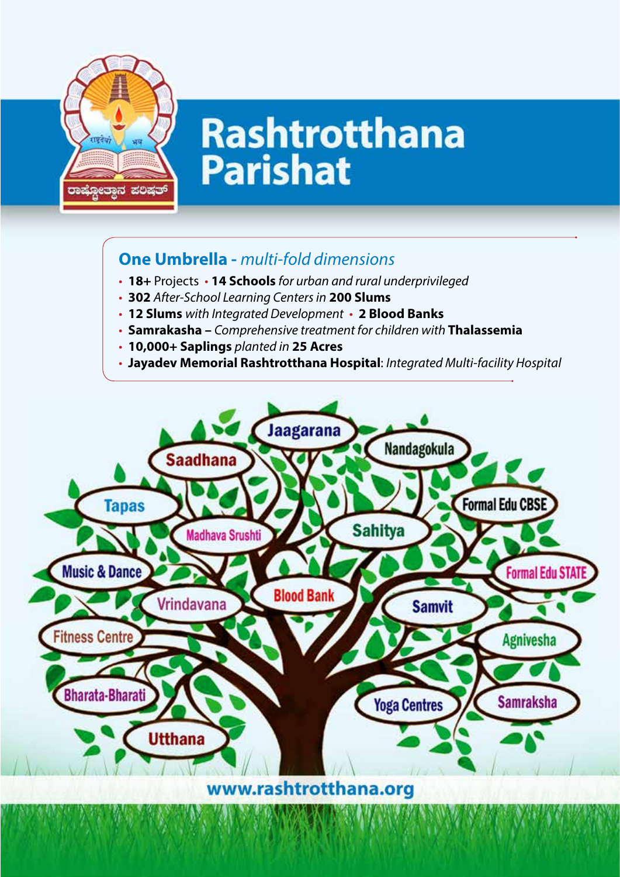# Rashtrotthana Parishat

## **One Umbrella -** *multi-fold dimensions*

- **18+** Projects • **14 Schools** *for urban and rural underprivileged*
- **302** *After-School Learning Centers in* **200 Slums**
- **12 Slums** *with Integrated Development* • **2 Blood Banks**
- **Samrakasha –** *Comprehensive treatment for children with* **Thalassemia**
- **10,000+ Saplings** *planted in* **25 Acres**
- **Jayadev Memorial Rashtrotthana Hospital**: *Integrated Multi-facility Hospital*

Jaagarana, Saadhana, Nandagokula, Tapas, Formal Edu CBSE, Madhava Srushti, Sahitya, Music & Dance, Formal Edu STATE, Blood Bank, Vrindavana, Samvit, Fitness Centre, Agnivesha, Bharata-Bharati, Yoga Centres, Samraksha, Utthana

www.rashtrotthana.org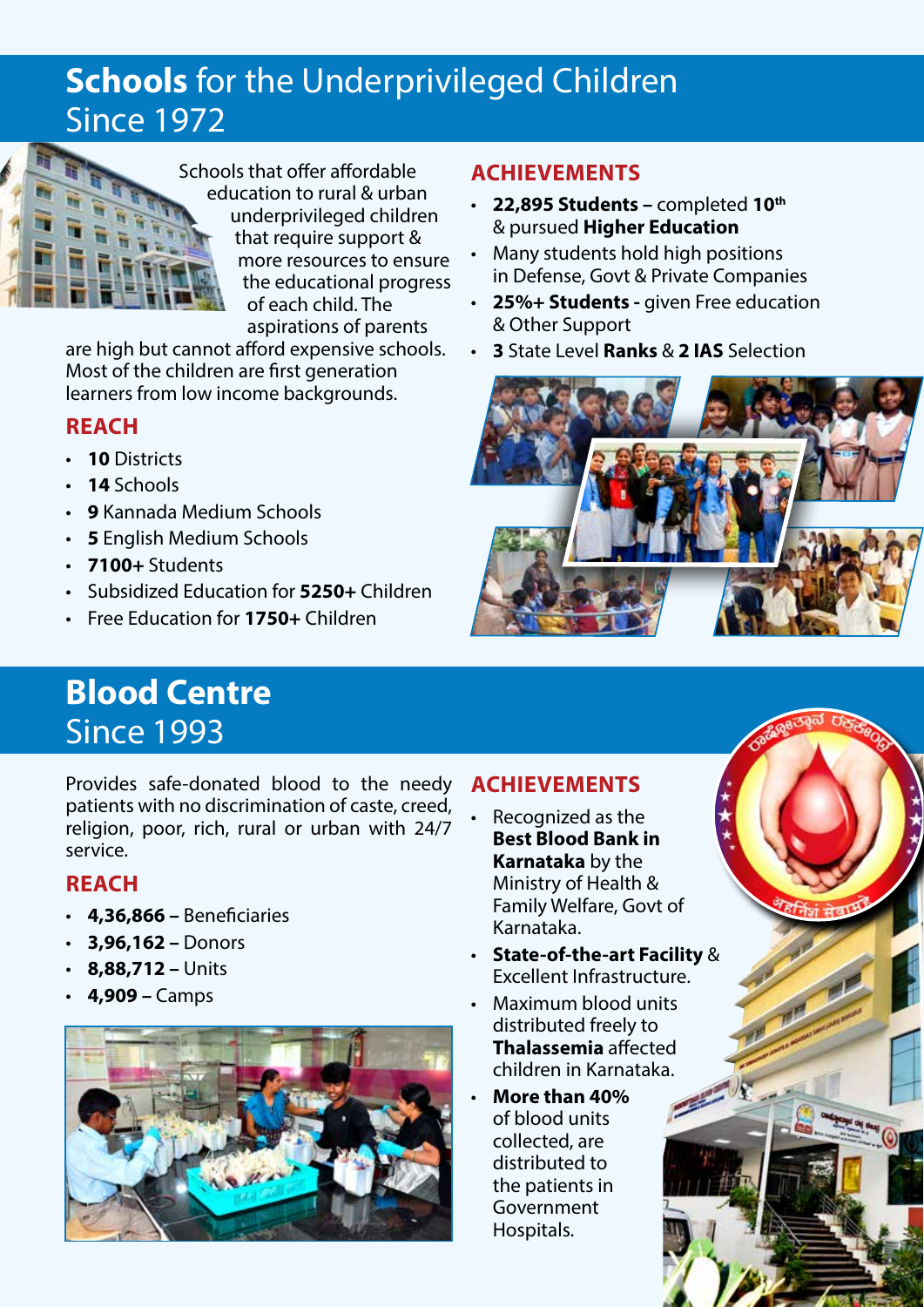# **Schools** for the Underprivileged Children Since 1972

Schools that offer affordable education to rural & urban underprivileged children that require support & more resources to ensure the educational progress of each child. The aspirations of parents are high but cannot afford expensive schools. Most of the children are first generation learners from low income backgrounds.

## REACH

- **10** Districts
- **14** Schools
- **9** Kannada Medium Schools
- **5** English Medium Schools
- **7100+** Students
- Subsidized Education for **5250+** Children
- Free Education for **1750+** Children

## ACHIEVEMENTS

- **22,895 Students –** completed **10th** & pursued **Higher Education**
- Many students hold high positions in Defense, Govt & Private Companies
- **25%+ Students -** given Free education & Other Support
- **3** State Level **Ranks** & **2 IAS** Selection

# **Blood Centre** Since 1993

Provides safe-donated blood to the needy patients with no discrimination of caste, creed, religion, poor, rich, rural or urban with 24/7 service.

## REACH

- **4,36,866 –** Beneficiaries
- **3,96,162 –** Donors
- **8,88,712 –** Units
- **4,909 –** Camps

## ACHIEVEMENTS

- Recognized as the **Best Blood Bank in Karnataka** by the Ministry of Health & Family Welfare, Govt of Karnataka.
- **State-of-the-art Facility** & Excellent Infrastructure.
- Maximum blood units distributed freely to **Thalassemia** affected children in Karnataka.
- **More than 40%** of blood units collected, are distributed to the patients in Government Hospitals.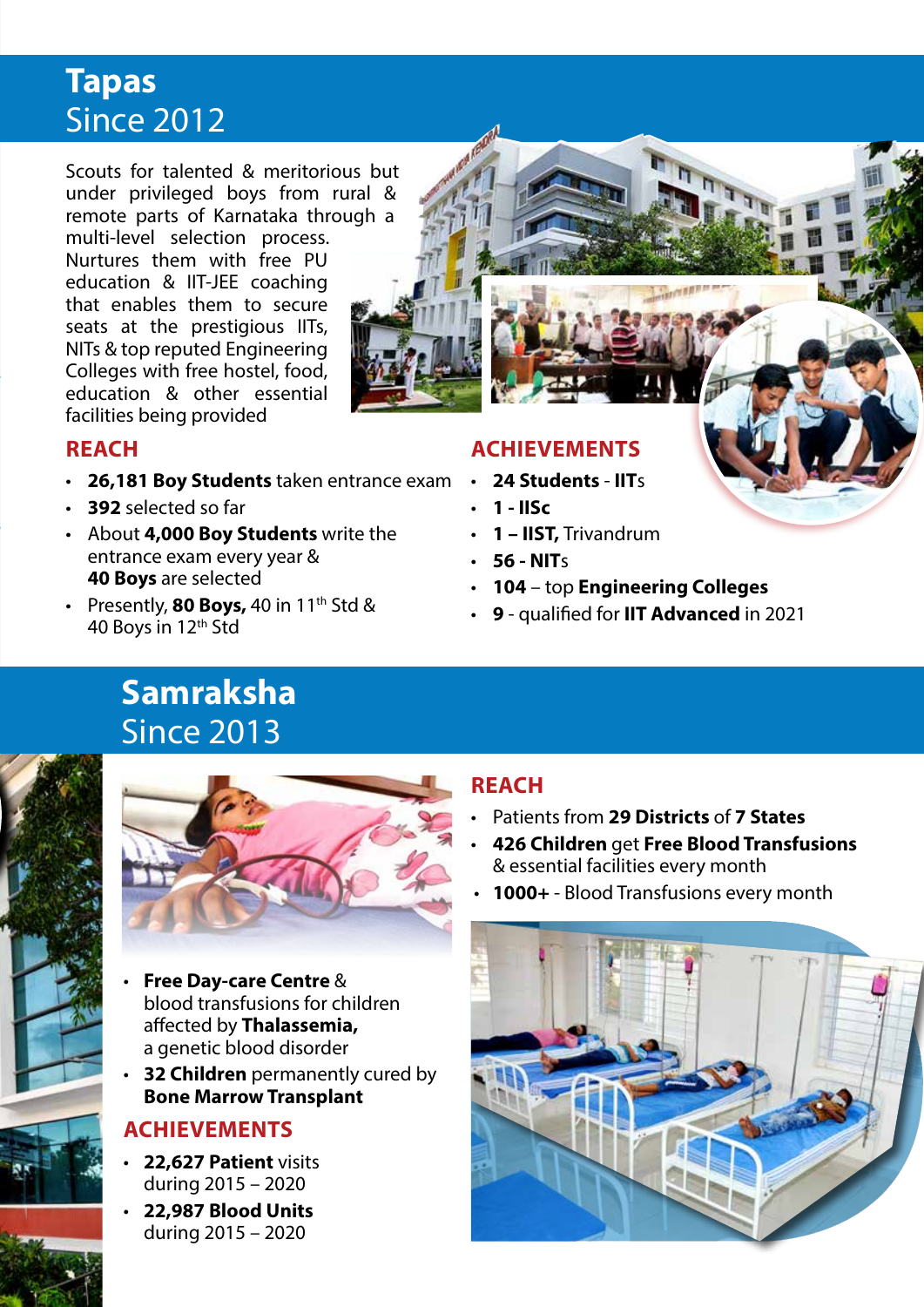# Tapas
Since 2012

Scouts for talented & meritorious but under privileged boys from rural & remote parts of Karnataka through a multi-level selection process. Nurtures them with free PU education & IIT-JEE coaching that enables them to secure seats at the prestigious IITs, NITs & top reputed Engineering Colleges with free hostel, food, education & other essential facilities being provided

## REACH

- **26,181 Boy Students** taken entrance exam
- **392** selected so far
- About **4,000 Boy Students** write the entrance exam every year & **40 Boys** are selected
- Presently, **80 Boys,** 40 in 11th Std & 40 Boys in 12th Std

## ACHIEVEMENTS

- **24 Students** - **IIT**s
- **1 - IISc**
- **1 – IIST,** Trivandrum
- **56 - NIT**s
- **104** – top **Engineering Colleges**
- **9** - qualified for **IIT Advanced** in 2021

# Samraksha
Since 2013

- **Free Day-care Centre** & blood transfusions for children affected by **Thalassemia,** a genetic blood disorder
- **32 Children** permanently cured by **Bone Marrow Transplant**

## ACHIEVEMENTS

- **22,627 Patient** visits during 2015 – 2020
- **22,987 Blood Units** during 2015 – 2020

## REACH

- Patients from **29 Districts** of **7 States**
- **426 Children** get **Free Blood Transfusions** & essential facilities every month
- **1000+** - Blood Transfusions every month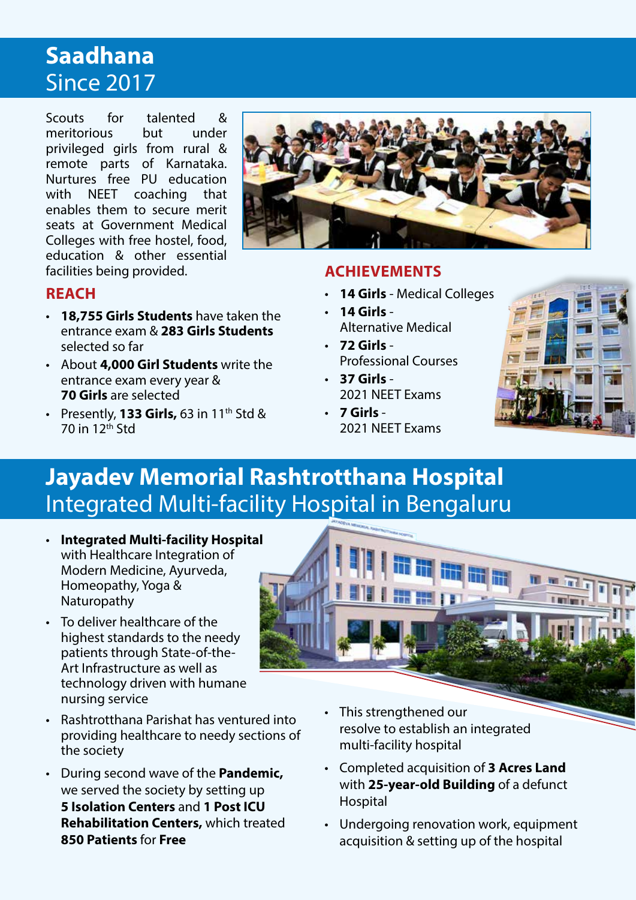# **Saadhana**
## Since 2017

Scouts for talented & meritorious but under privileged girls from rural & remote parts of Karnataka. Nurtures free PU education with NEET coaching that enables them to secure merit seats at Government Medical Colleges with free hostel, food, education & other essential facilities being provided.

### REACH

- **18,755 Girls Students** have taken the entrance exam & **283 Girls Students** selected so far
- About **4,000 Girl Students** write the entrance exam every year & **70 Girls** are selected
- Presently, **133 Girls,** 63 in 11th Std & 70 in 12th Std

### ACHIEVEMENTS

- **14 Girls** - Medical Colleges
- **14 Girls** - Alternative Medical
- **72 Girls** - Professional Courses
- **37 Girls** - 2021 NEET Exams
- **7 Girls** - 2021 NEET Exams

# **Jayadev Memorial Rashtrotthana Hospital**
## Integrated Multi-facility Hospital in Bengaluru

- **Integrated Multi-facility Hospital** with Healthcare Integration of Modern Medicine, Ayurveda, Homeopathy, Yoga & Naturopathy
- To deliver healthcare of the highest standards to the needy patients through State-of-the-Art Infrastructure as well as technology driven with humane nursing service
- Rashtrotthana Parishat has ventured into providing healthcare to needy sections of the society
- During second wave of the **Pandemic,** we served the society by setting up **5 Isolation Centers** and **1 Post ICU Rehabilitation Centers,** which treated **850 Patients** for **Free**
- This strengthened our resolve to establish an integrated multi-facility hospital
- Completed acquisition of **3 Acres Land** with **25-year-old Building** of a defunct Hospital
- Undergoing renovation work, equipment acquisition & setting up of the hospital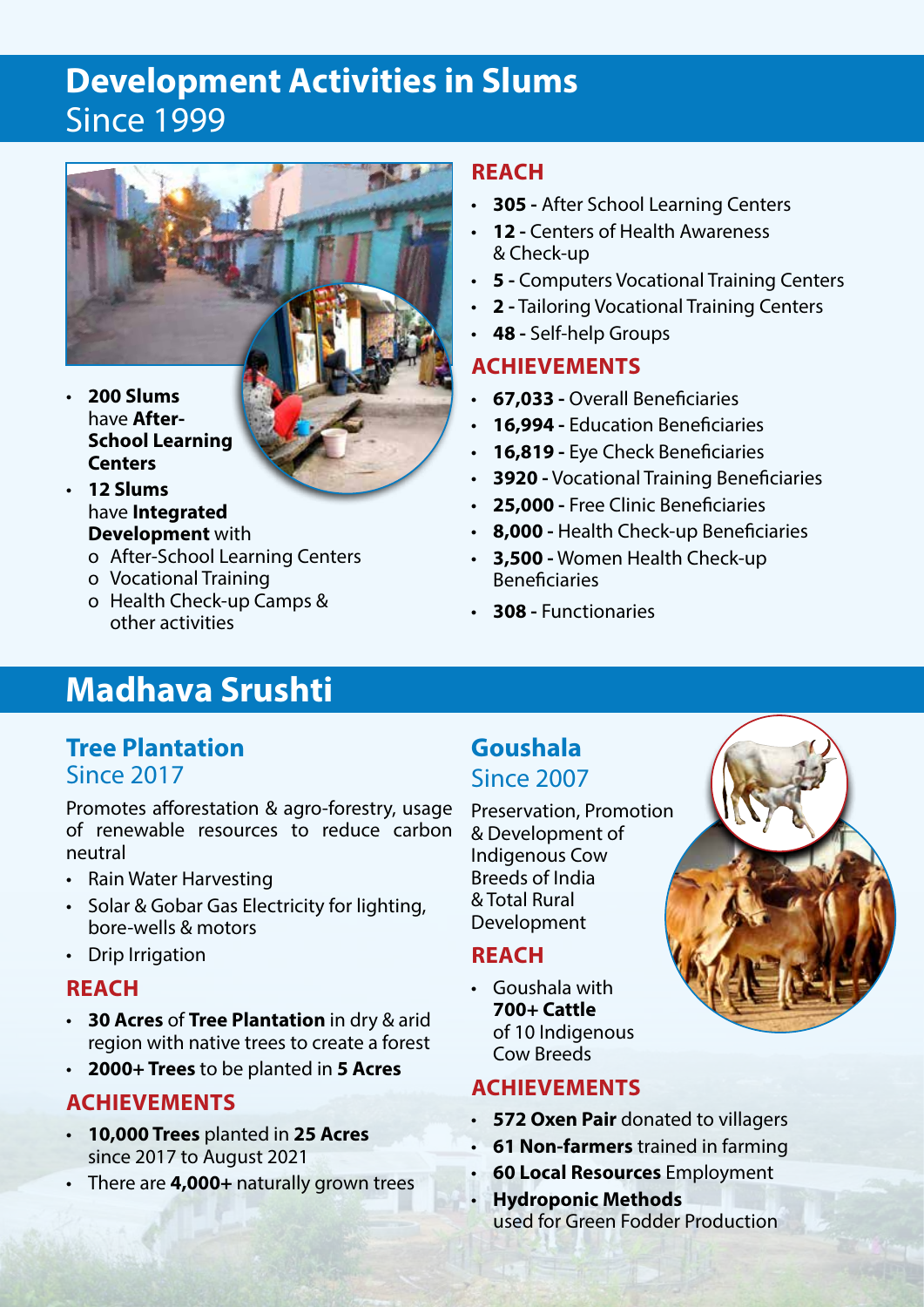# Development Activities in Slums
Since 1999

- **200 Slums** have **After-School Learning Centers**
- **12 Slums** have **Integrated Development** with
  - o After-School Learning Centers
  - o Vocational Training
  - o Health Check-up Camps & other activities

## REACH

- **305 -** After School Learning Centers
- **12 -** Centers of Health Awareness & Check-up
- **5 -** Computers Vocational Training Centers
- **2 -** Tailoring Vocational Training Centers
- **48 -** Self-help Groups

## ACHIEVEMENTS

- **67,033 -** Overall Beneficiaries
- **16,994 -** Education Beneficiaries
- **16,819 -** Eye Check Beneficiaries
- **3920 -** Vocational Training Beneficiaries
- **25,000 -** Free Clinic Beneficiaries
- **8,000 -** Health Check-up Beneficiaries
- **3,500 -** Women Health Check-up Beneficiaries
- **308 -** Functionaries

# Madhava Srushti

## Tree Plantation
Since 2017

Promotes afforestation & agro-forestry, usage of renewable resources to reduce carbon neutral

- Rain Water Harvesting
- Solar & Gobar Gas Electricity for lighting, bore-wells & motors
- Drip Irrigation

### REACH

- **30 Acres** of **Tree Plantation** in dry & arid region with native trees to create a forest
- **2000+ Trees** to be planted in **5 Acres**

### ACHIEVEMENTS

- **10,000 Trees** planted in **25 Acres** since 2017 to August 2021
- There are **4,000+** naturally grown trees

## Goushala
Since 2007

Preservation, Promotion & Development of Indigenous Cow Breeds of India & Total Rural Development

### REACH

- Goushala with **700+ Cattle** of 10 Indigenous Cow Breeds

### ACHIEVEMENTS

- **572 Oxen Pair** donated to villagers
- **61 Non-farmers** trained in farming
- **60 Local Resources** Employment
- **Hydroponic Methods** used for Green Fodder Production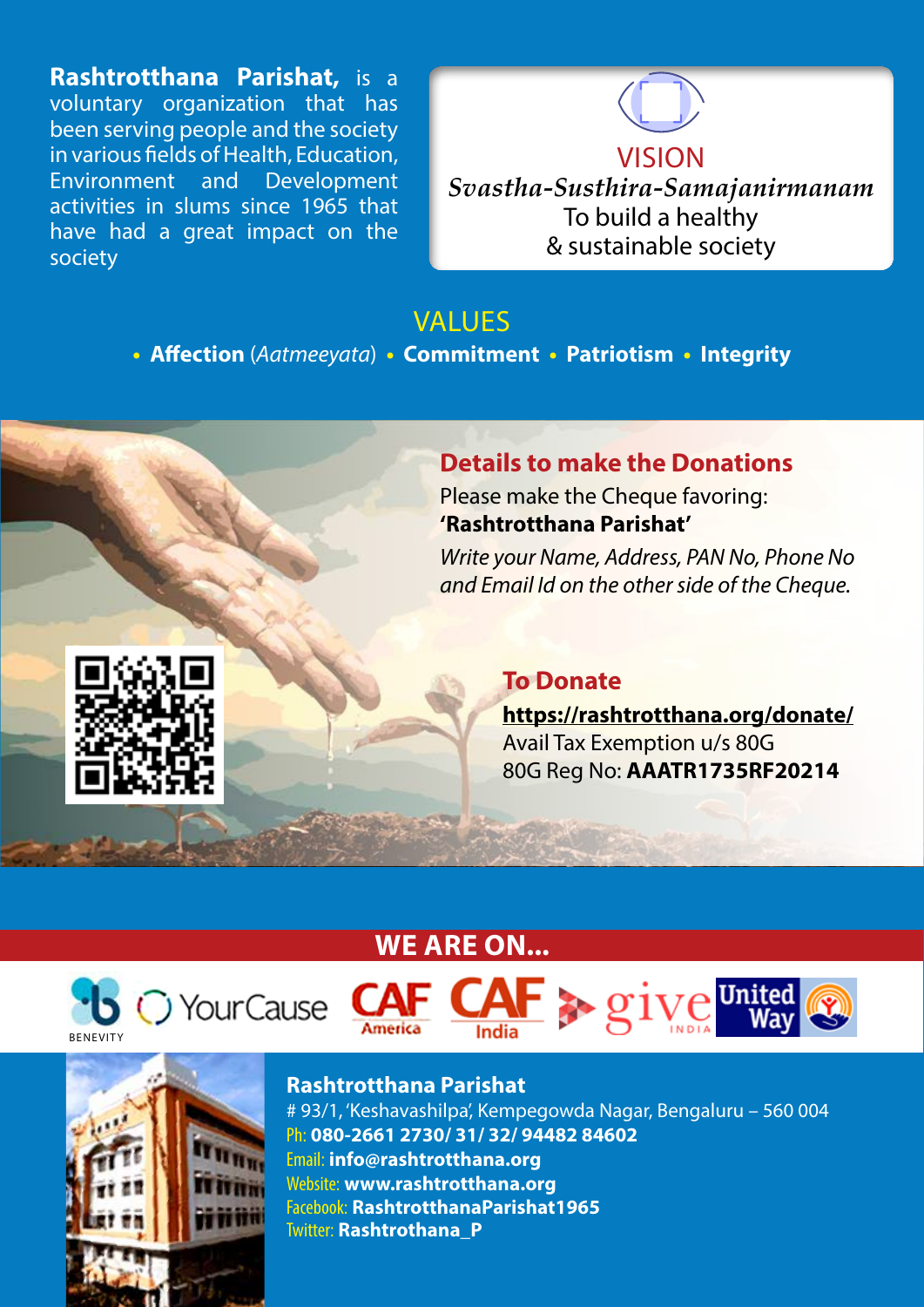**Rashtrotthana Parishat,** is a voluntary organization that has been serving people and the society in various fields of Health, Education, Environment and Development activities in slums since 1965 that have had a great impact on the society

## VISION

*Svastha-Susthira-Samajanirmanam*

To build a healthy & sustainable society

## VALUES

- **Affection** (*Aatmeeyata*)
- **Commitment**
- **Patriotism**
- **Integrity**

## Details to make the Donations

Please make the Cheque favoring:
**'Rashtrotthana Parishat'**

*Write your Name, Address, PAN No, Phone No and Email Id on the other side of the Cheque.*

## To Donate

**https://rashtrotthana.org/donate/**

Avail Tax Exemption u/s 80G

80G Reg No: **AAATR1735RF20214**

## WE ARE ON...

BENEVITY · YourCause · CAF America · CAF India · give INDIA · United Way

**Rashtrotthana Parishat**

# 93/1, 'Keshavashilpa', Kempegowda Nagar, Bengaluru – 560 004

Ph: **080-2661 2730/ 31/ 32/ 94482 84602**

Email: **info@rashtrotthana.org**

Website: **www.rashtrotthana.org**

Facebook: **RashtrotthanaParishat1965**

Twitter: **Rashtrothana_P**